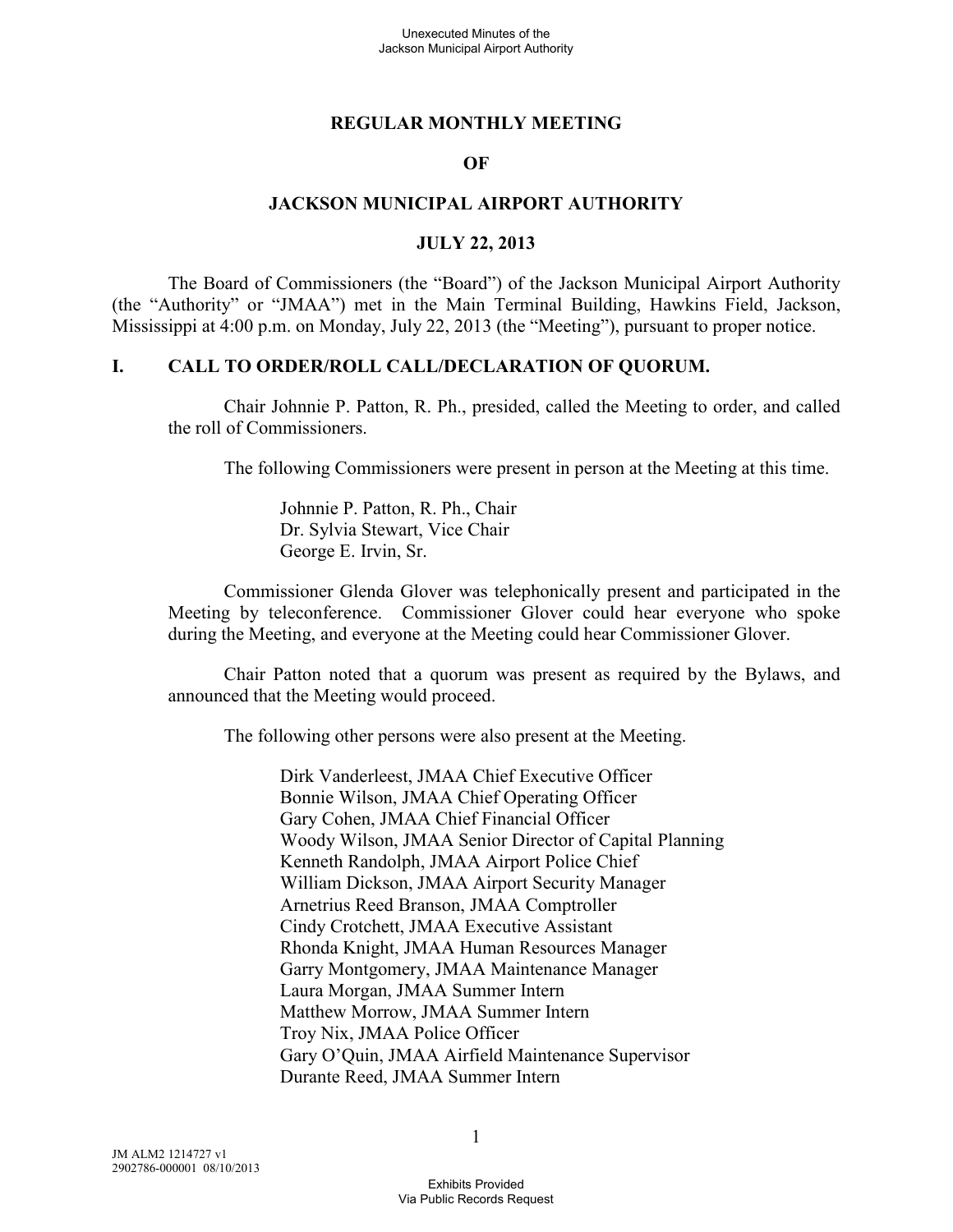**REGULAR MONTHLY MEETING**

**OF**

**JACKSON MUNICIPAL AIRPORT AUTHORITY**

**JULY 22, 2013**

The Board of Commissioners (the "Board") of the Jackson Municipal Airport Authority (the "Authority" or "JMAA") met in the Main Terminal Building, Hawkins Field, Jackson, Mississippi at 4:00 p.m. on Monday, July 22, 2013 (the "Meeting"), pursuant to proper notice.

## I. CALL TO ORDER/ROLL CALL/DECLARATION OF QUORUM.

Chair Johnnie P. Patton, R. Ph., presided, called the Meeting to order, and called the roll of Commissioners.

The following Commissioners were present in person at the Meeting at this time.

Johnnie P. Patton, R. Ph., Chair
Dr. Sylvia Stewart, Vice Chair
George E. Irvin, Sr.

Commissioner Glenda Glover was telephonically present and participated in the Meeting by teleconference. Commissioner Glover could hear everyone who spoke during the Meeting, and everyone at the Meeting could hear Commissioner Glover.

Chair Patton noted that a quorum was present as required by the Bylaws, and announced that the Meeting would proceed.

The following other persons were also present at the Meeting.

Dirk Vanderleest, JMAA Chief Executive Officer
Bonnie Wilson, JMAA Chief Operating Officer
Gary Cohen, JMAA Chief Financial Officer
Woody Wilson, JMAA Senior Director of Capital Planning
Kenneth Randolph, JMAA Airport Police Chief
William Dickson, JMAA Airport Security Manager
Arnetrius Reed Branson, JMAA Comptroller
Cindy Crotchett, JMAA Executive Assistant
Rhonda Knight, JMAA Human Resources Manager
Garry Montgomery, JMAA Maintenance Manager
Laura Morgan, JMAA Summer Intern
Matthew Morrow, JMAA Summer Intern
Troy Nix, JMAA Police Officer
Gary O'Quin, JMAA Airfield Maintenance Supervisor
Durante Reed, JMAA Summer Intern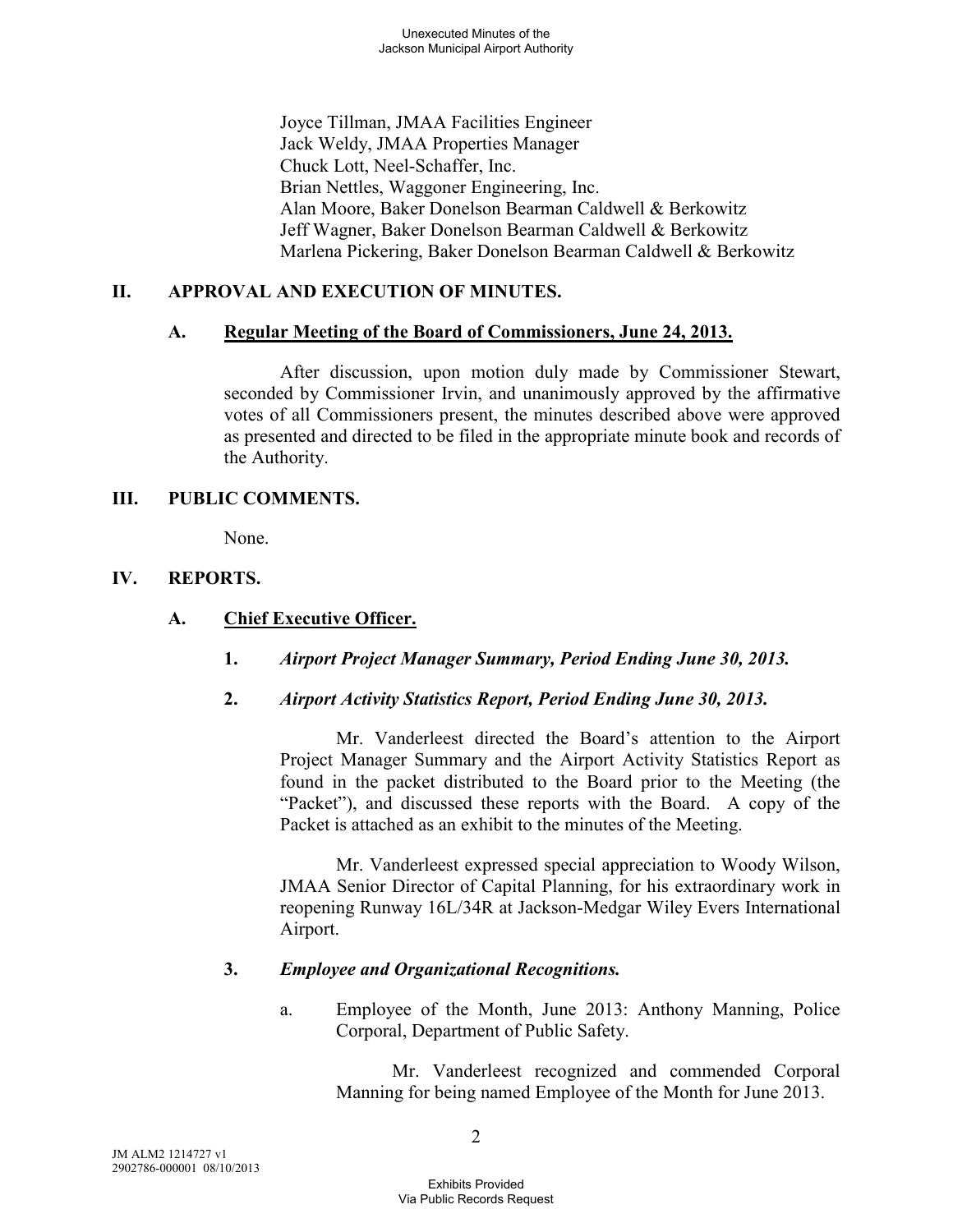Joyce Tillman, JMAA Facilities Engineer
Jack Weldy, JMAA Properties Manager
Chuck Lott, Neel-Schaffer, Inc.
Brian Nettles, Waggoner Engineering, Inc.
Alan Moore, Baker Donelson Bearman Caldwell & Berkowitz
Jeff Wagner, Baker Donelson Bearman Caldwell & Berkowitz
Marlena Pickering, Baker Donelson Bearman Caldwell & Berkowitz

## II. APPROVAL AND EXECUTION OF MINUTES.

### A. Regular Meeting of the Board of Commissioners, June 24, 2013.

After discussion, upon motion duly made by Commissioner Stewart, seconded by Commissioner Irvin, and unanimously approved by the affirmative votes of all Commissioners present, the minutes described above were approved as presented and directed to be filed in the appropriate minute book and records of the Authority.

## III. PUBLIC COMMENTS.

None.

## IV. REPORTS.

### A. Chief Executive Officer.

**1.** ***Airport Project Manager Summary, Period Ending June 30, 2013.***

**2.** ***Airport Activity Statistics Report, Period Ending June 30, 2013.***

Mr. Vanderleest directed the Board's attention to the Airport Project Manager Summary and the Airport Activity Statistics Report as found in the packet distributed to the Board prior to the Meeting (the "Packet"), and discussed these reports with the Board. A copy of the Packet is attached as an exhibit to the minutes of the Meeting.

Mr. Vanderleest expressed special appreciation to Woody Wilson, JMAA Senior Director of Capital Planning, for his extraordinary work in reopening Runway 16L/34R at Jackson-Medgar Wiley Evers International Airport.

**3.** ***Employee and Organizational Recognitions.***

a. Employee of the Month, June 2013: Anthony Manning, Police Corporal, Department of Public Safety.

Mr. Vanderleest recognized and commended Corporal Manning for being named Employee of the Month for June 2013.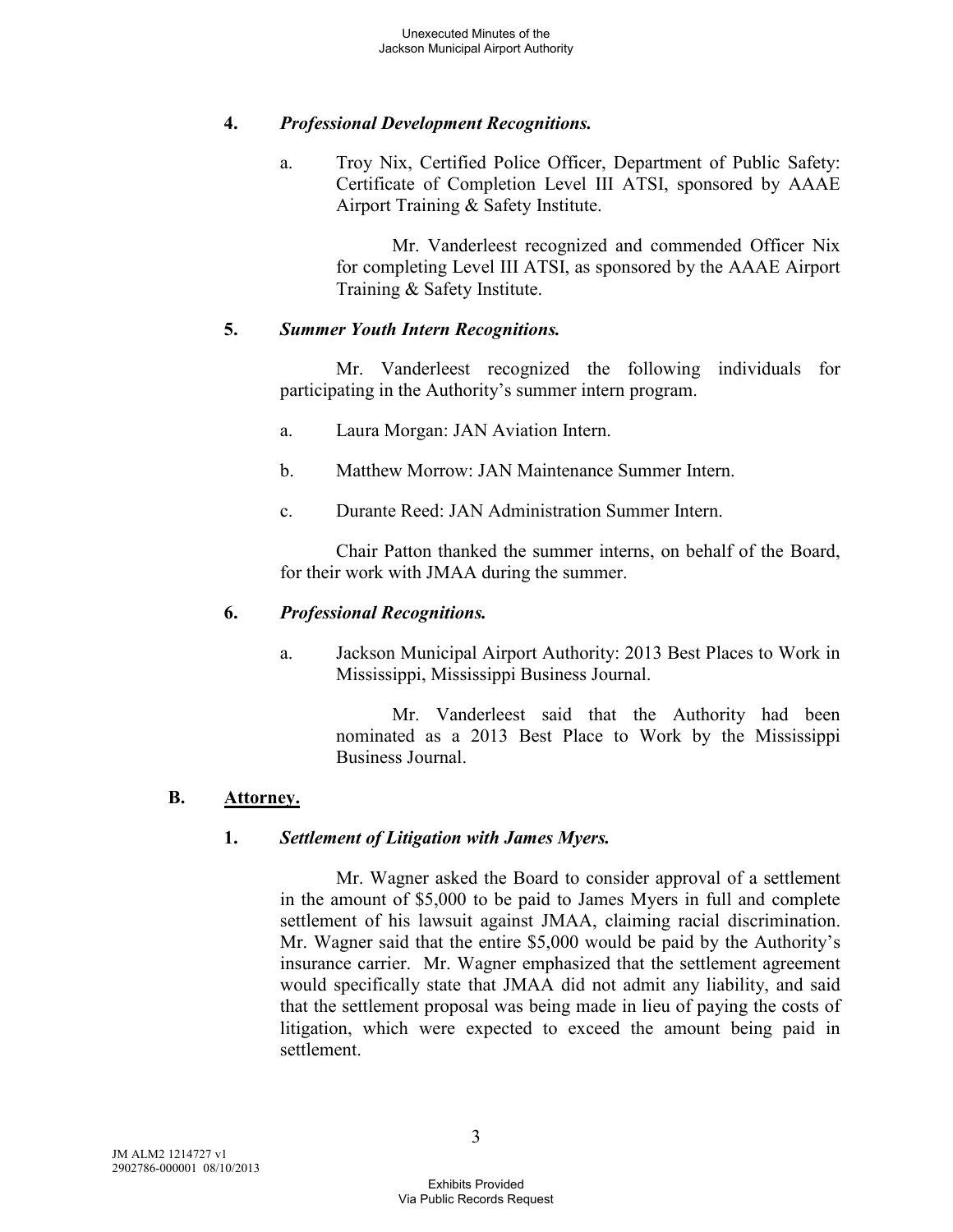**4.** ***Professional Development Recognitions.***

a. Troy Nix, Certified Police Officer, Department of Public Safety: Certificate of Completion Level III ATSI, sponsored by AAAE Airport Training & Safety Institute.

Mr. Vanderleest recognized and commended Officer Nix for completing Level III ATSI, as sponsored by the AAAE Airport Training & Safety Institute.

**5.** ***Summer Youth Intern Recognitions.***

Mr. Vanderleest recognized the following individuals for participating in the Authority's summer intern program.

a. Laura Morgan: JAN Aviation Intern.

b. Matthew Morrow: JAN Maintenance Summer Intern.

c. Durante Reed: JAN Administration Summer Intern.

Chair Patton thanked the summer interns, on behalf of the Board, for their work with JMAA during the summer.

**6.** ***Professional Recognitions.***

a. Jackson Municipal Airport Authority: 2013 Best Places to Work in Mississippi, Mississippi Business Journal.

Mr. Vanderleest said that the Authority had been nominated as a 2013 Best Place to Work by the Mississippi Business Journal.

## B. Attorney.

**1.** ***Settlement of Litigation with James Myers.***

Mr. Wagner asked the Board to consider approval of a settlement in the amount of $5,000 to be paid to James Myers in full and complete settlement of his lawsuit against JMAA, claiming racial discrimination. Mr. Wagner said that the entire $5,000 would be paid by the Authority's insurance carrier. Mr. Wagner emphasized that the settlement agreement would specifically state that JMAA did not admit any liability, and said that the settlement proposal was being made in lieu of paying the costs of litigation, which were expected to exceed the amount being paid in settlement.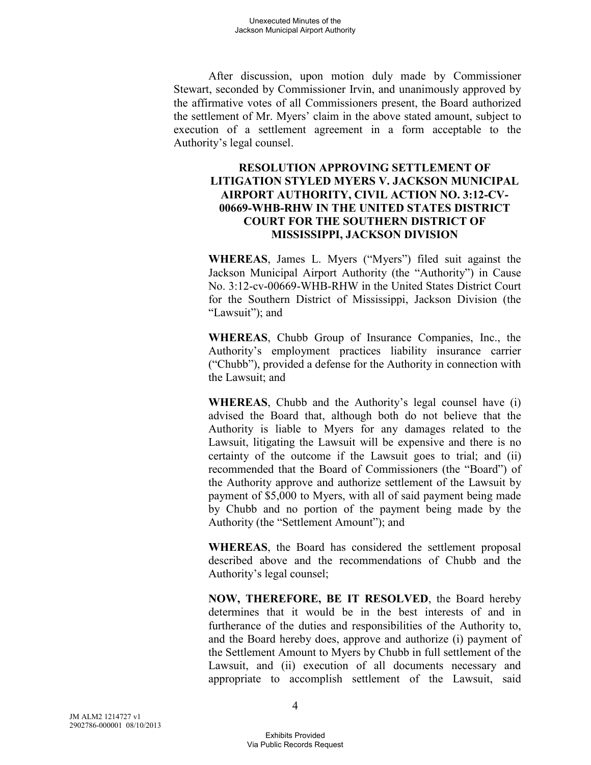After discussion, upon motion duly made by Commissioner Stewart, seconded by Commissioner Irvin, and unanimously approved by the affirmative votes of all Commissioners present, the Board authorized the settlement of Mr. Myers' claim in the above stated amount, subject to execution of a settlement agreement in a form acceptable to the Authority's legal counsel.

**RESOLUTION APPROVING SETTLEMENT OF LITIGATION STYLED MYERS V. JACKSON MUNICIPAL AIRPORT AUTHORITY, CIVIL ACTION NO. 3:12-CV-00669-WHB-RHW IN THE UNITED STATES DISTRICT COURT FOR THE SOUTHERN DISTRICT OF MISSISSIPPI, JACKSON DIVISION**

**WHEREAS**, James L. Myers ("Myers") filed suit against the Jackson Municipal Airport Authority (the "Authority") in Cause No. 3:12-cv-00669-WHB-RHW in the United States District Court for the Southern District of Mississippi, Jackson Division (the "Lawsuit"); and

**WHEREAS**, Chubb Group of Insurance Companies, Inc., the Authority's employment practices liability insurance carrier ("Chubb"), provided a defense for the Authority in connection with the Lawsuit; and

**WHEREAS**, Chubb and the Authority's legal counsel have (i) advised the Board that, although both do not believe that the Authority is liable to Myers for any damages related to the Lawsuit, litigating the Lawsuit will be expensive and there is no certainty of the outcome if the Lawsuit goes to trial; and (ii) recommended that the Board of Commissioners (the "Board") of the Authority approve and authorize settlement of the Lawsuit by payment of $5,000 to Myers, with all of said payment being made by Chubb and no portion of the payment being made by the Authority (the "Settlement Amount"); and

**WHEREAS**, the Board has considered the settlement proposal described above and the recommendations of Chubb and the Authority's legal counsel;

**NOW, THEREFORE, BE IT RESOLVED**, the Board hereby determines that it would be in the best interests of and in furtherance of the duties and responsibilities of the Authority to, and the Board hereby does, approve and authorize (i) payment of the Settlement Amount to Myers by Chubb in full settlement of the Lawsuit, and (ii) execution of all documents necessary and appropriate to accomplish settlement of the Lawsuit, said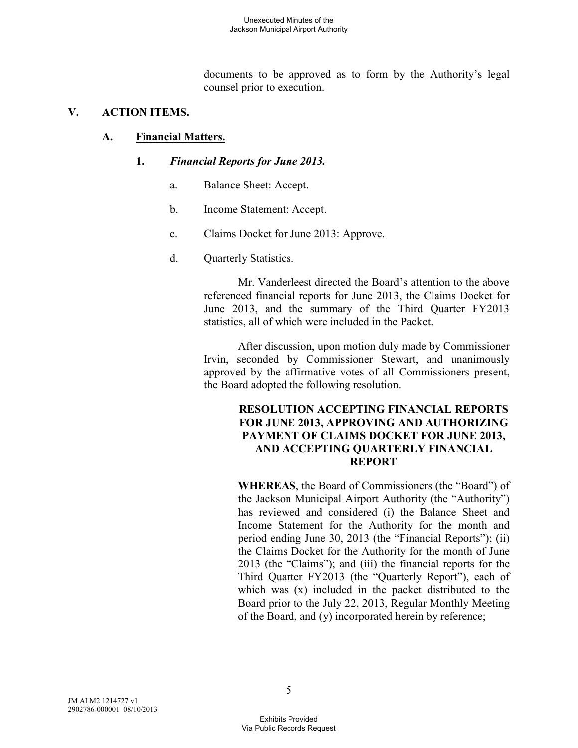documents to be approved as to form by the Authority's legal counsel prior to execution.

## V. ACTION ITEMS.

### A. Financial Matters.

#### 1. *Financial Reports for June 2013.*

a. Balance Sheet: Accept.

b. Income Statement: Accept.

c. Claims Docket for June 2013: Approve.

d. Quarterly Statistics.

Mr. Vanderleest directed the Board's attention to the above referenced financial reports for June 2013, the Claims Docket for June 2013, and the summary of the Third Quarter FY2013 statistics, all of which were included in the Packet.

After discussion, upon motion duly made by Commissioner Irvin, seconded by Commissioner Stewart, and unanimously approved by the affirmative votes of all Commissioners present, the Board adopted the following resolution.

**RESOLUTION ACCEPTING FINANCIAL REPORTS FOR JUNE 2013, APPROVING AND AUTHORIZING PAYMENT OF CLAIMS DOCKET FOR JUNE 2013, AND ACCEPTING QUARTERLY FINANCIAL REPORT**

**WHEREAS**, the Board of Commissioners (the "Board") of the Jackson Municipal Airport Authority (the "Authority") has reviewed and considered (i) the Balance Sheet and Income Statement for the Authority for the month and period ending June 30, 2013 (the "Financial Reports"); (ii) the Claims Docket for the Authority for the month of June 2013 (the "Claims"); and (iii) the financial reports for the Third Quarter FY2013 (the "Quarterly Report"), each of which was (x) included in the packet distributed to the Board prior to the July 22, 2013, Regular Monthly Meeting of the Board, and (y) incorporated herein by reference;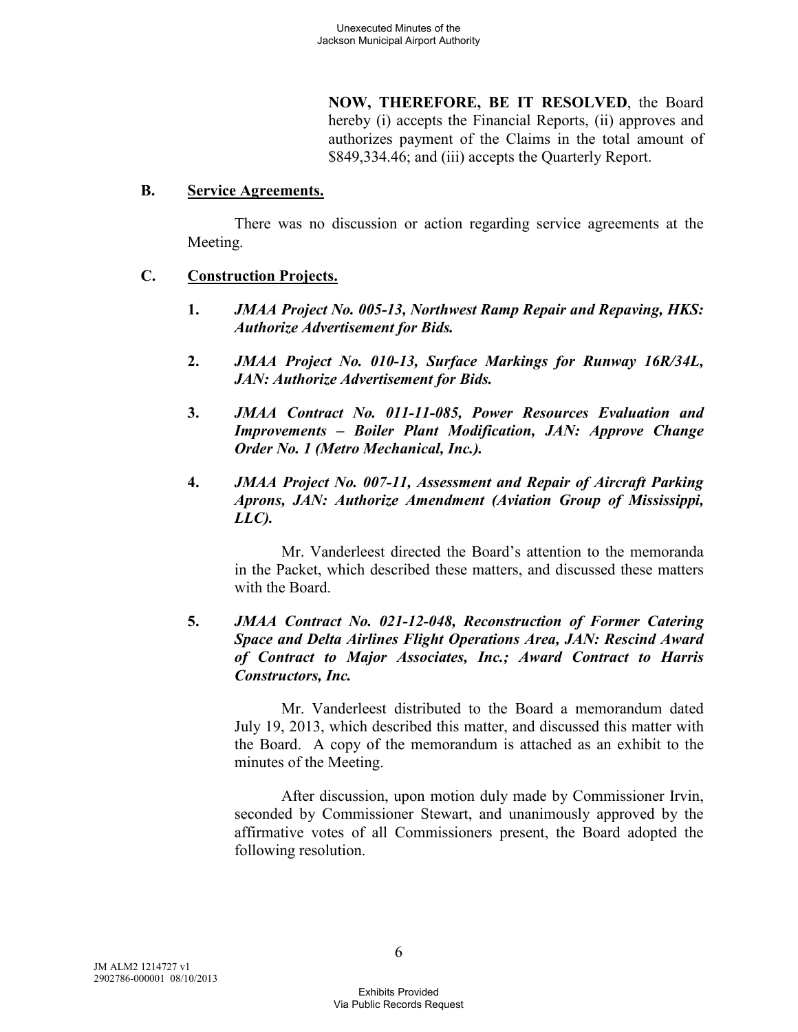**NOW, THEREFORE, BE IT RESOLVED**, the Board hereby (i) accepts the Financial Reports, (ii) approves and authorizes payment of the Claims in the total amount of $849,334.46; and (iii) accepts the Quarterly Report.

**B. Service Agreements.**

There was no discussion or action regarding service agreements at the Meeting.

**C. Construction Projects.**

1. ***JMAA Project No. 005-13, Northwest Ramp Repair and Repaving, HKS: Authorize Advertisement for Bids.***

2. ***JMAA Project No. 010-13, Surface Markings for Runway 16R/34L, JAN: Authorize Advertisement for Bids.***

3. ***JMAA Contract No. 011-11-085, Power Resources Evaluation and Improvements – Boiler Plant Modification, JAN: Approve Change Order No. 1 (Metro Mechanical, Inc.).***

4. ***JMAA Project No. 007-11, Assessment and Repair of Aircraft Parking Aprons, JAN: Authorize Amendment (Aviation Group of Mississippi, LLC).***

   Mr. Vanderleest directed the Board's attention to the memoranda in the Packet, which described these matters, and discussed these matters with the Board.

5. ***JMAA Contract No. 021-12-048, Reconstruction of Former Catering Space and Delta Airlines Flight Operations Area, JAN: Rescind Award of Contract to Major Associates, Inc.; Award Contract to Harris Constructors, Inc.***

   Mr. Vanderleest distributed to the Board a memorandum dated July 19, 2013, which described this matter, and discussed this matter with the Board. A copy of the memorandum is attached as an exhibit to the minutes of the Meeting.

   After discussion, upon motion duly made by Commissioner Irvin, seconded by Commissioner Stewart, and unanimously approved by the affirmative votes of all Commissioners present, the Board adopted the following resolution.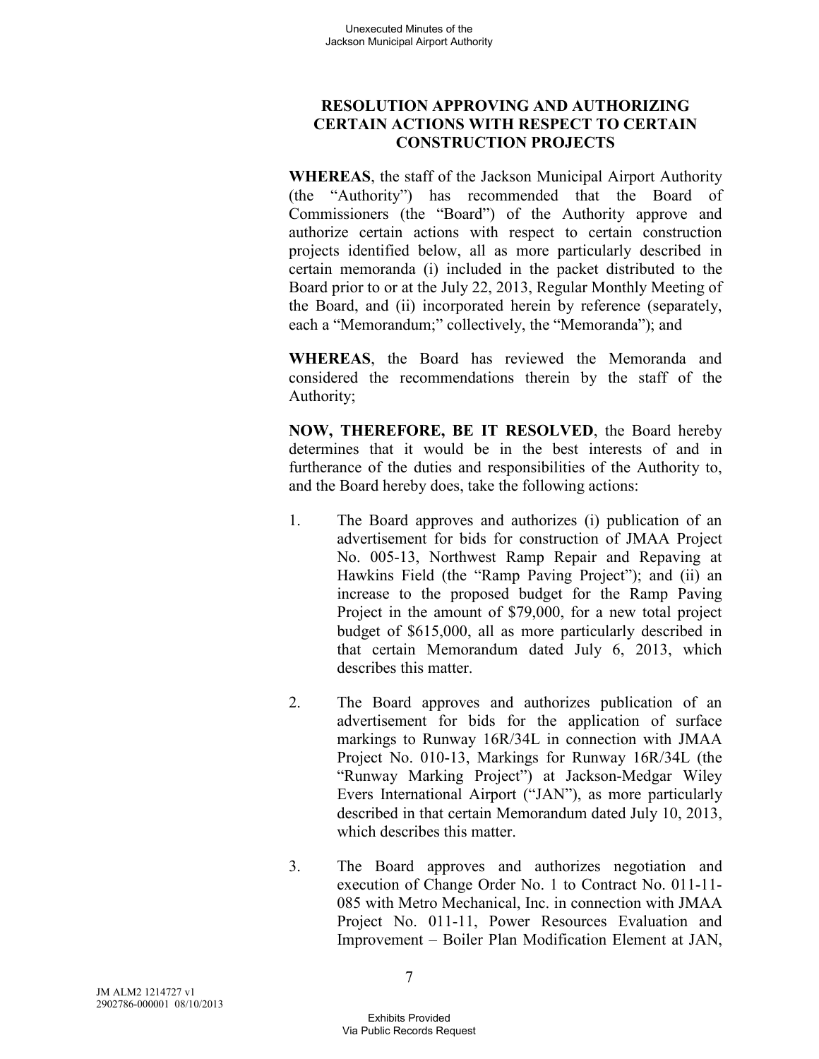## RESOLUTION APPROVING AND AUTHORIZING CERTAIN ACTIONS WITH RESPECT TO CERTAIN CONSTRUCTION PROJECTS

**WHEREAS**, the staff of the Jackson Municipal Airport Authority (the "Authority") has recommended that the Board of Commissioners (the "Board") of the Authority approve and authorize certain actions with respect to certain construction projects identified below, all as more particularly described in certain memoranda (i) included in the packet distributed to the Board prior to or at the July 22, 2013, Regular Monthly Meeting of the Board, and (ii) incorporated herein by reference (separately, each a "Memorandum;" collectively, the "Memoranda"); and

**WHEREAS**, the Board has reviewed the Memoranda and considered the recommendations therein by the staff of the Authority;

**NOW, THEREFORE, BE IT RESOLVED**, the Board hereby determines that it would be in the best interests of and in furtherance of the duties and responsibilities of the Authority to, and the Board hereby does, take the following actions:

1. The Board approves and authorizes (i) publication of an advertisement for bids for construction of JMAA Project No. 005-13, Northwest Ramp Repair and Repaving at Hawkins Field (the "Ramp Paving Project"); and (ii) an increase to the proposed budget for the Ramp Paving Project in the amount of $79,000, for a new total project budget of $615,000, all as more particularly described in that certain Memorandum dated July 6, 2013, which describes this matter.

2. The Board approves and authorizes publication of an advertisement for bids for the application of surface markings to Runway 16R/34L in connection with JMAA Project No. 010-13, Markings for Runway 16R/34L (the "Runway Marking Project") at Jackson-Medgar Wiley Evers International Airport ("JAN"), as more particularly described in that certain Memorandum dated July 10, 2013, which describes this matter.

3. The Board approves and authorizes negotiation and execution of Change Order No. 1 to Contract No. 011-11-085 with Metro Mechanical, Inc. in connection with JMAA Project No. 011-11, Power Resources Evaluation and Improvement – Boiler Plan Modification Element at JAN,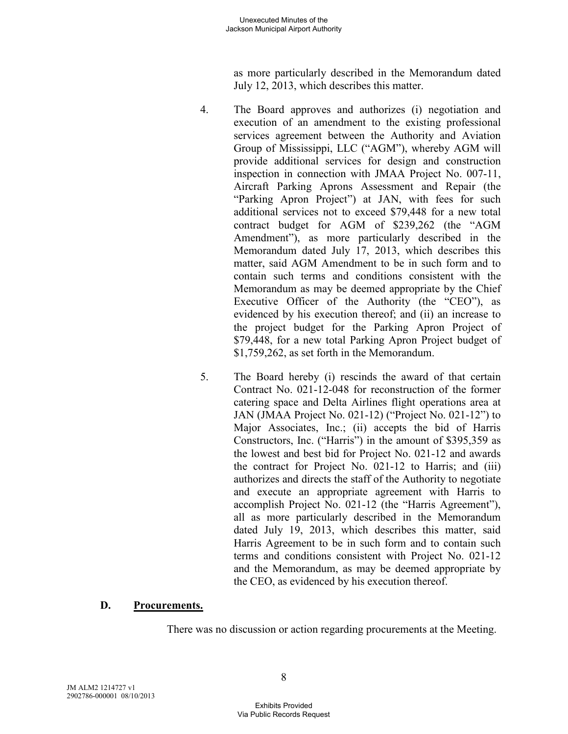as more particularly described in the Memorandum dated July 12, 2013, which describes this matter.

4. The Board approves and authorizes (i) negotiation and execution of an amendment to the existing professional services agreement between the Authority and Aviation Group of Mississippi, LLC ("AGM"), whereby AGM will provide additional services for design and construction inspection in connection with JMAA Project No. 007-11, Aircraft Parking Aprons Assessment and Repair (the "Parking Apron Project") at JAN, with fees for such additional services not to exceed $79,448 for a new total contract budget for AGM of $239,262 (the "AGM Amendment"), as more particularly described in the Memorandum dated July 17, 2013, which describes this matter, said AGM Amendment to be in such form and to contain such terms and conditions consistent with the Memorandum as may be deemed appropriate by the Chief Executive Officer of the Authority (the "CEO"), as evidenced by his execution thereof; and (ii) an increase to the project budget for the Parking Apron Project of $79,448, for a new total Parking Apron Project budget of $1,759,262, as set forth in the Memorandum.

5. The Board hereby (i) rescinds the award of that certain Contract No. 021-12-048 for reconstruction of the former catering space and Delta Airlines flight operations area at JAN (JMAA Project No. 021-12) ("Project No. 021-12") to Major Associates, Inc.; (ii) accepts the bid of Harris Constructors, Inc. ("Harris") in the amount of $395,359 as the lowest and best bid for Project No. 021-12 and awards the contract for Project No. 021-12 to Harris; and (iii) authorizes and directs the staff of the Authority to negotiate and execute an appropriate agreement with Harris to accomplish Project No. 021-12 (the "Harris Agreement"), all as more particularly described in the Memorandum dated July 19, 2013, which describes this matter, said Harris Agreement to be in such form and to contain such terms and conditions consistent with Project No. 021-12 and the Memorandum, as may be deemed appropriate by the CEO, as evidenced by his execution thereof.

### D. Procurements.

There was no discussion or action regarding procurements at the Meeting.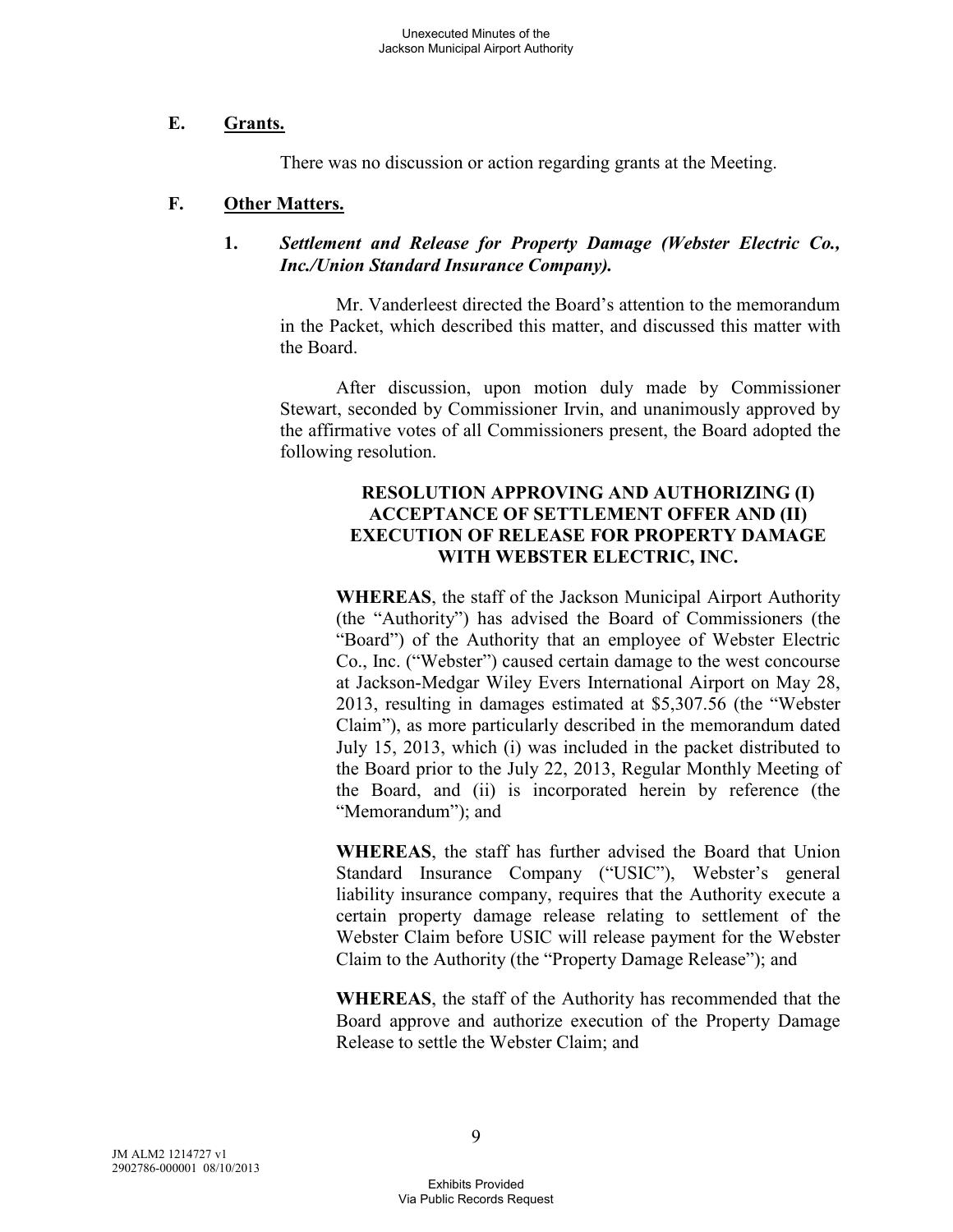## E. Grants.

There was no discussion or action regarding grants at the Meeting.

## F. Other Matters.

### 1. *Settlement and Release for Property Damage (Webster Electric Co., Inc./Union Standard Insurance Company).*

Mr. Vanderleest directed the Board's attention to the memorandum in the Packet, which described this matter, and discussed this matter with the Board.

After discussion, upon motion duly made by Commissioner Stewart, seconded by Commissioner Irvin, and unanimously approved by the affirmative votes of all Commissioners present, the Board adopted the following resolution.

**RESOLUTION APPROVING AND AUTHORIZING (I) ACCEPTANCE OF SETTLEMENT OFFER AND (II) EXECUTION OF RELEASE FOR PROPERTY DAMAGE WITH WEBSTER ELECTRIC, INC.**

**WHEREAS**, the staff of the Jackson Municipal Airport Authority (the "Authority") has advised the Board of Commissioners (the "Board") of the Authority that an employee of Webster Electric Co., Inc. ("Webster") caused certain damage to the west concourse at Jackson-Medgar Wiley Evers International Airport on May 28, 2013, resulting in damages estimated at $5,307.56 (the "Webster Claim"), as more particularly described in the memorandum dated July 15, 2013, which (i) was included in the packet distributed to the Board prior to the July 22, 2013, Regular Monthly Meeting of the Board, and (ii) is incorporated herein by reference (the "Memorandum"); and

**WHEREAS**, the staff has further advised the Board that Union Standard Insurance Company ("USIC"), Webster's general liability insurance company, requires that the Authority execute a certain property damage release relating to settlement of the Webster Claim before USIC will release payment for the Webster Claim to the Authority (the "Property Damage Release"); and

**WHEREAS**, the staff of the Authority has recommended that the Board approve and authorize execution of the Property Damage Release to settle the Webster Claim; and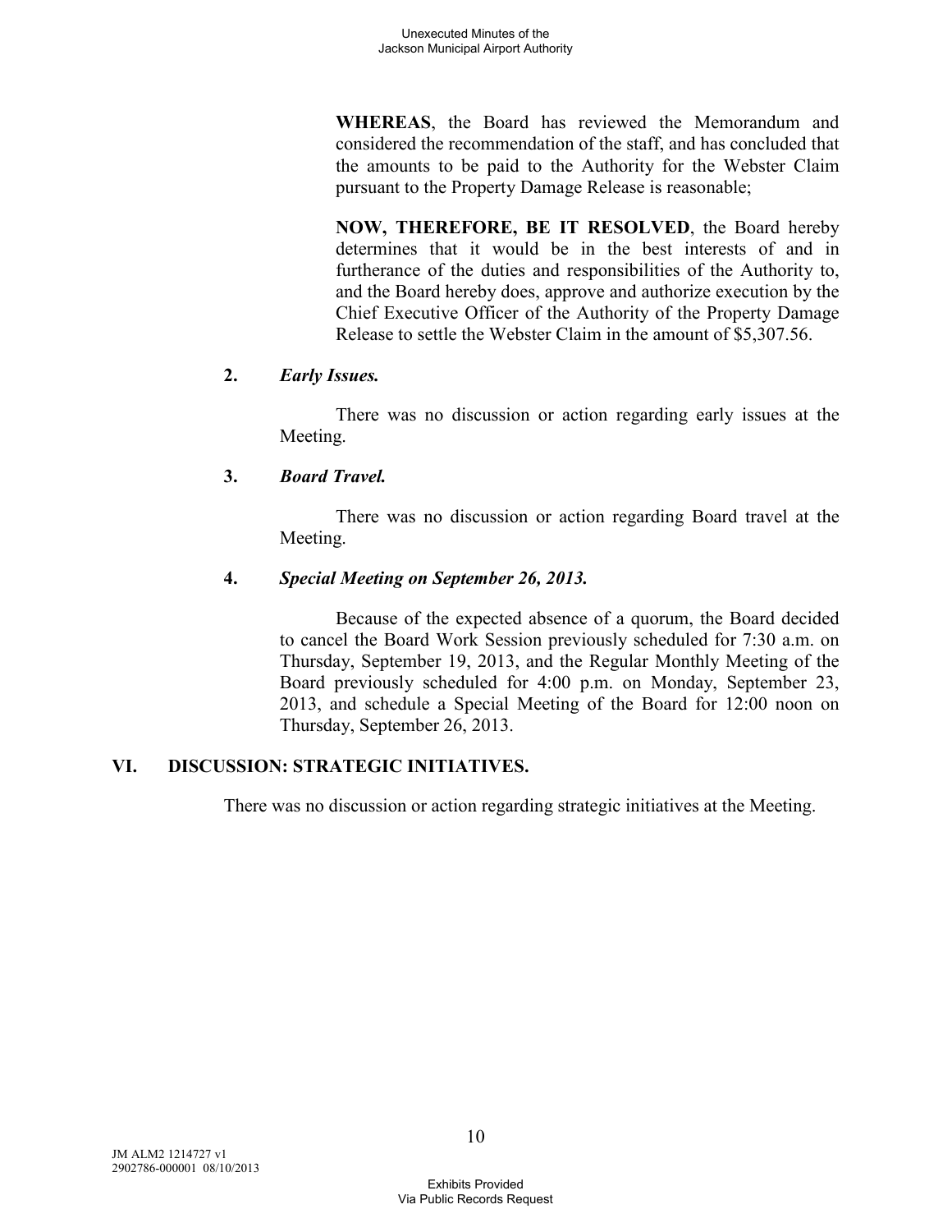**WHEREAS**, the Board has reviewed the Memorandum and considered the recommendation of the staff, and has concluded that the amounts to be paid to the Authority for the Webster Claim pursuant to the Property Damage Release is reasonable;

**NOW, THEREFORE, BE IT RESOLVED**, the Board hereby determines that it would be in the best interests of and in furtherance of the duties and responsibilities of the Authority to, and the Board hereby does, approve and authorize execution by the Chief Executive Officer of the Authority of the Property Damage Release to settle the Webster Claim in the amount of $5,307.56.

**2.** ***Early Issues.***

There was no discussion or action regarding early issues at the Meeting.

**3.** ***Board Travel.***

There was no discussion or action regarding Board travel at the Meeting.

**4.** ***Special Meeting on September 26, 2013.***

Because of the expected absence of a quorum, the Board decided to cancel the Board Work Session previously scheduled for 7:30 a.m. on Thursday, September 19, 2013, and the Regular Monthly Meeting of the Board previously scheduled for 4:00 p.m. on Monday, September 23, 2013, and schedule a Special Meeting of the Board for 12:00 noon on Thursday, September 26, 2013.

## VI. DISCUSSION: STRATEGIC INITIATIVES.

There was no discussion or action regarding strategic initiatives at the Meeting.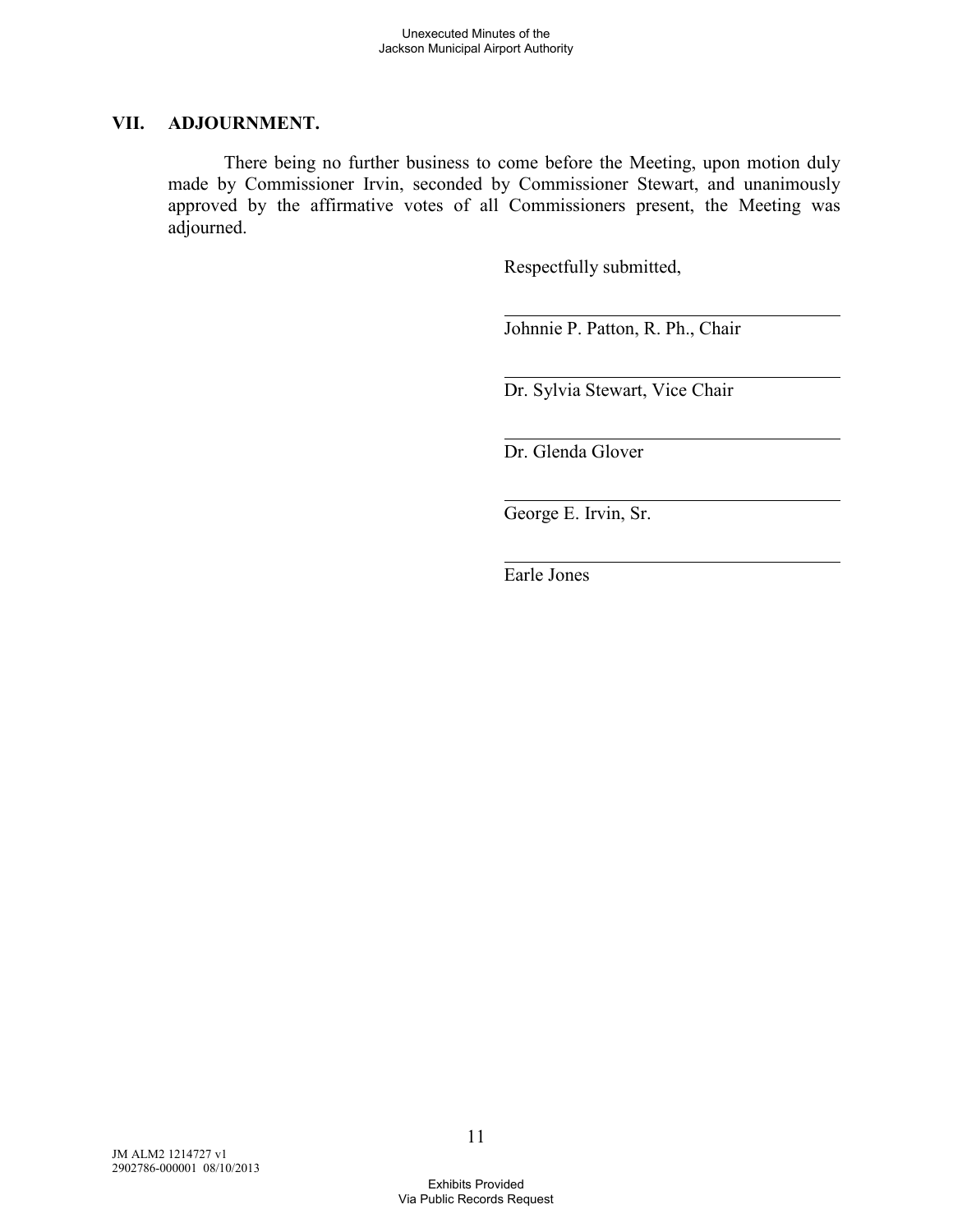## VII. ADJOURNMENT.

There being no further business to come before the Meeting, upon motion duly made by Commissioner Irvin, seconded by Commissioner Stewart, and unanimously approved by the affirmative votes of all Commissioners present, the Meeting was adjourned.

Respectfully submitted,

\_\_\_\_\_\_\_\_\_\_\_\_\_\_\_\_\_\_\_\_\_\_\_\_\_\_\_\_\_\_\_\_\_\_\_\_
Johnnie P. Patton, R. Ph., Chair

\_\_\_\_\_\_\_\_\_\_\_\_\_\_\_\_\_\_\_\_\_\_\_\_\_\_\_\_\_\_\_\_\_\_\_\_
Dr. Sylvia Stewart, Vice Chair

\_\_\_\_\_\_\_\_\_\_\_\_\_\_\_\_\_\_\_\_\_\_\_\_\_\_\_\_\_\_\_\_\_\_\_\_
Dr. Glenda Glover

\_\_\_\_\_\_\_\_\_\_\_\_\_\_\_\_\_\_\_\_\_\_\_\_\_\_\_\_\_\_\_\_\_\_\_\_
George E. Irvin, Sr.

\_\_\_\_\_\_\_\_\_\_\_\_\_\_\_\_\_\_\_\_\_\_\_\_\_\_\_\_\_\_\_\_\_\_\_\_
Earle Jones

JM ALM2 1214727 v1
2902786-000001 08/10/2013